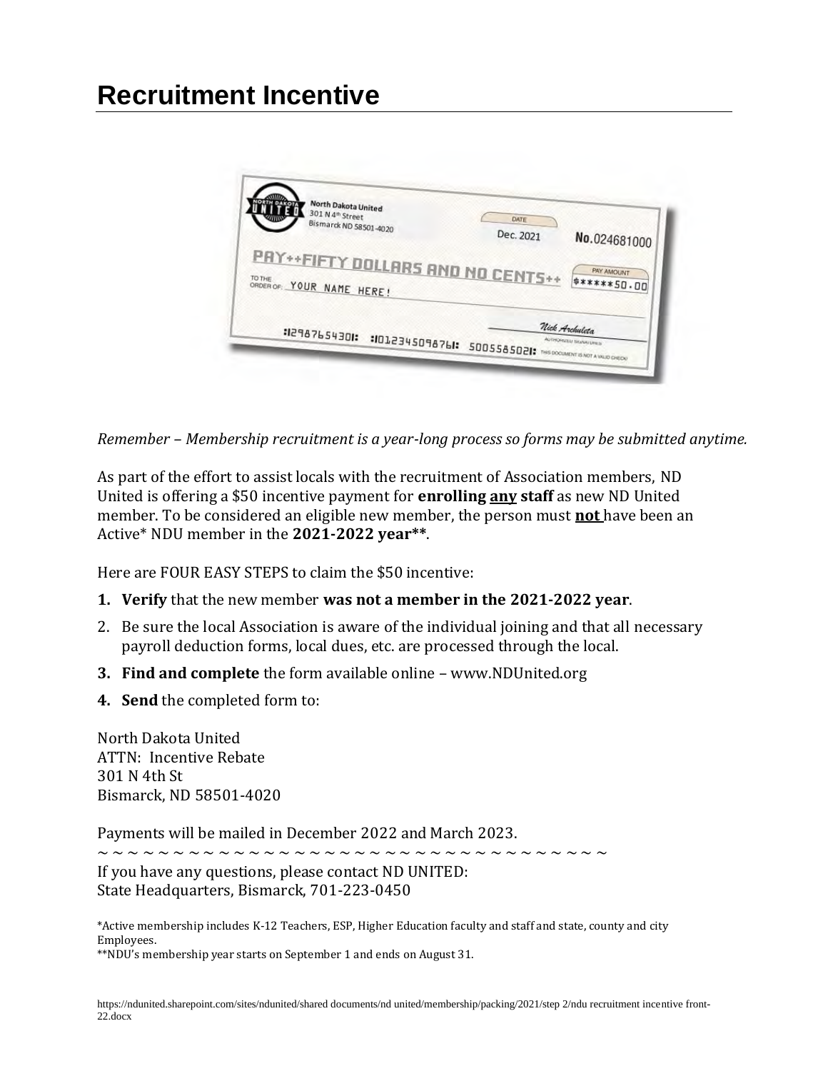# Recruitment Incentive

*Remember – Membership recruitment is a year-long process so forms may be submitted anytime.*

As part of the effort to assist locals with the recruitment of Association members, ND United is offering a $50 incentive payment for **enrolling <u>any</u> staff** as new ND United member. To be considered an eligible new member, the person must **<u>not</u>** have been an Active* NDU member in the **2021-2022 year****.

Here are FOUR EASY STEPS to claim the $50 incentive:

1. **Verify** that the new member **was not a member in the 2021-2022 year**.
2. Be sure the local Association is aware of the individual joining and that all necessary payroll deduction forms, local dues, etc. are processed through the local.
3. **Find and complete** the form available online – www.NDUnited.org
4. **Send** the completed form to:

North Dakota United
ATTN: Incentive Rebate
301 N 4th St
Bismarck, ND 58501-4020

Payments will be mailed in December 2022 and March 2023.

~ ~ ~ ~ ~ ~ ~ ~ ~ ~ ~ ~ ~ ~ ~ ~ ~ ~ ~ ~ ~ ~ ~ ~ ~ ~ ~ ~ ~ ~ ~ ~ ~ ~ ~ ~ ~ ~ ~

If you have any questions, please contact ND UNITED:
State Headquarters, Bismarck, 701-223-0450

*Active membership includes K-12 Teachers, ESP, Higher Education faculty and staff and state, county and city Employees.
**NDU's membership year starts on September 1 and ends on August 31.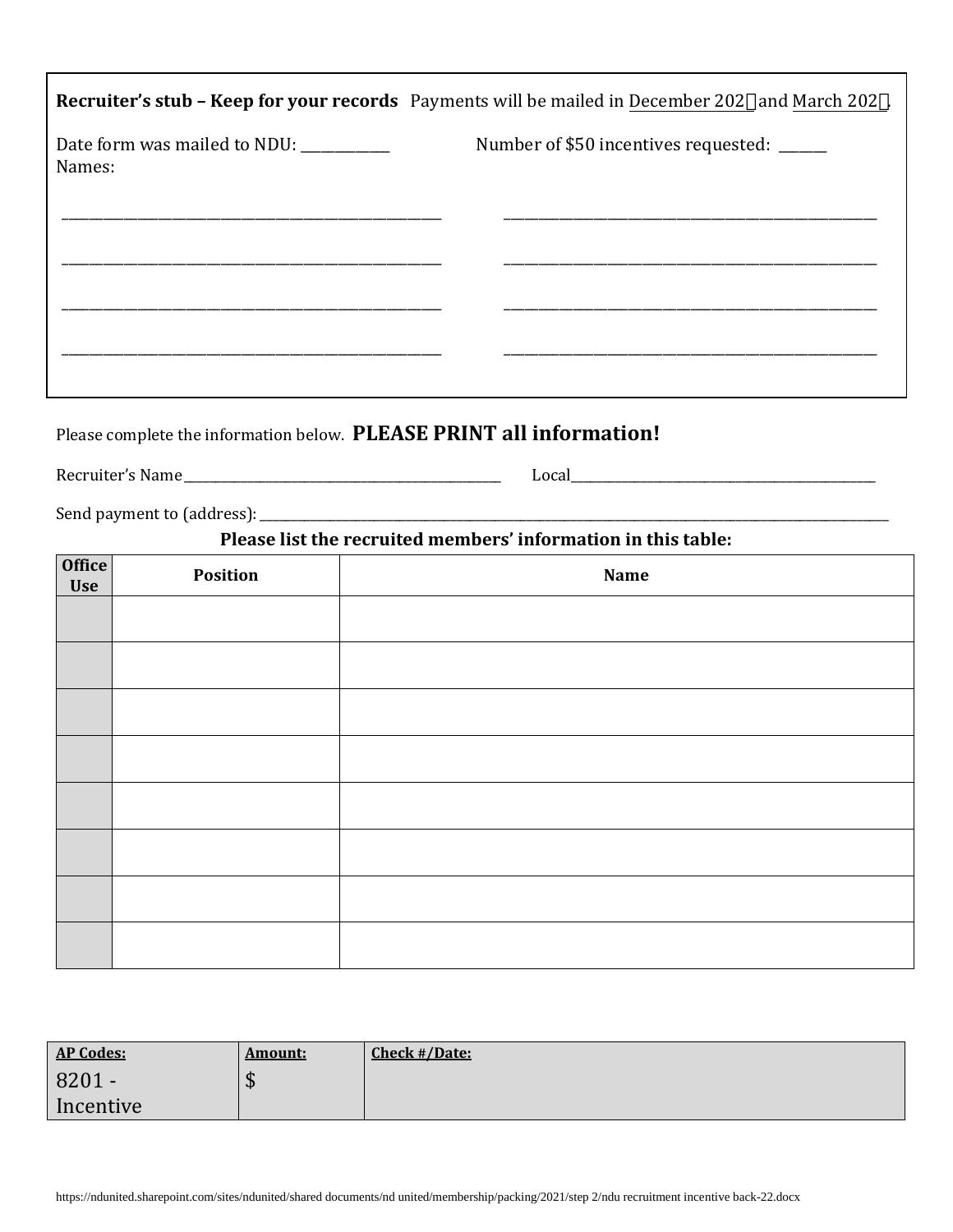**Recruiter's stub – Keep for your records** Payments will be mailed in December 202 and March 202.

Date form was mailed to NDU: ____________ Number of $50 incentives requested: ______

Names:

_____________________________________________ _____________________________________________

_____________________________________________ _____________________________________________

_____________________________________________ _____________________________________________

_____________________________________________ _____________________________________________

Please complete the information below. **PLEASE PRINT all information!**

Recruiter's Name_____________________________________________ Local_____________________________________________

Send payment to (address): ____________________________________________________________________________________________

**Please list the recruited members' information in this table:**

| Office Use | Position | Name |
|---|---|---|
| | | |
| | | |
| | | |
| | | |
| | | |
| | | |
| | | |
| | | |

| AP Codes: | Amount: | Check #/Date: |
|---|---|---|
| 8201 - Incentive | $ | |

https://ndunited.sharepoint.com/sites/ndunited/shared documents/nd united/membership/packing/2021/step 2/ndu recruitment incentive back-22.docx